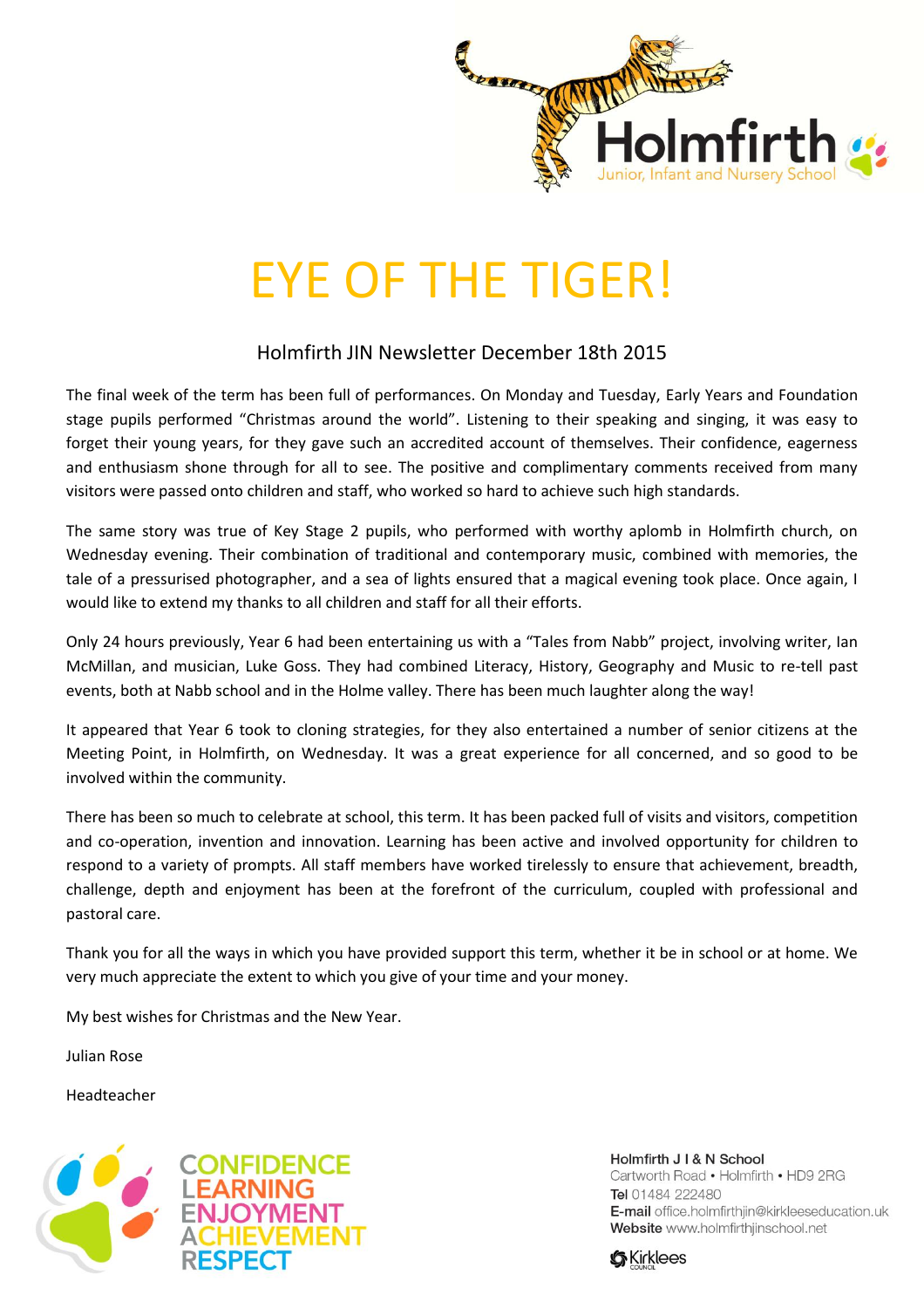Holmfirth

Junior, Infant and Nursery School

# EYE OF THE TIGER!

## Holmfirth JIN Newsletter December 18th 2015

The final week of the term has been full of performances. On Monday and Tuesday, Early Years and Foundation stage pupils performed "Christmas around the world". Listening to their speaking and singing, it was easy to forget their young years, for they gave such an accredited account of themselves. Their confidence, eagerness and enthusiasm shone through for all to see. The positive and complimentary comments received from many visitors were passed onto children and staff, who worked so hard to achieve such high standards.

The same story was true of Key Stage 2 pupils, who performed with worthy aplomb in Holmfirth church, on Wednesday evening. Their combination of traditional and contemporary music, combined with memories, the tale of a pressurised photographer, and a sea of lights ensured that a magical evening took place. Once again, I would like to extend my thanks to all children and staff for all their efforts.

Only 24 hours previously, Year 6 had been entertaining us with a "Tales from Nabb" project, involving writer, Ian McMillan, and musician, Luke Goss. They had combined Literacy, History, Geography and Music to re-tell past events, both at Nabb school and in the Holme valley. There has been much laughter along the way!

It appeared that Year 6 took to cloning strategies, for they also entertained a number of senior citizens at the Meeting Point, in Holmfirth, on Wednesday. It was a great experience for all concerned, and so good to be involved within the community.

There has been so much to celebrate at school, this term. It has been packed full of visits and visitors, competition and co-operation, invention and innovation. Learning has been active and involved opportunity for children to respond to a variety of prompts. All staff members have worked tirelessly to ensure that achievement, breadth, challenge, depth and enjoyment has been at the forefront of the curriculum, coupled with professional and pastoral care.

Thank you for all the ways in which you have provided support this term, whether it be in school or at home. We very much appreciate the extent to which you give of your time and your money.

My best wishes for Christmas and the New Year.

Julian Rose

Headteacher

CONFIDENCE
LEARNING
ENJOYMENT
ACHIEVEMENT
RESPECT

**Holmfirth J I & N School**
Cartworth Road • Holmfirth • HD9 2RG
**Tel** 01484 222480
**E-mail** office.holmfirthjin@kirkleeseducation.uk
**Website** www.holmfirthjinschool.net

Kirklees Council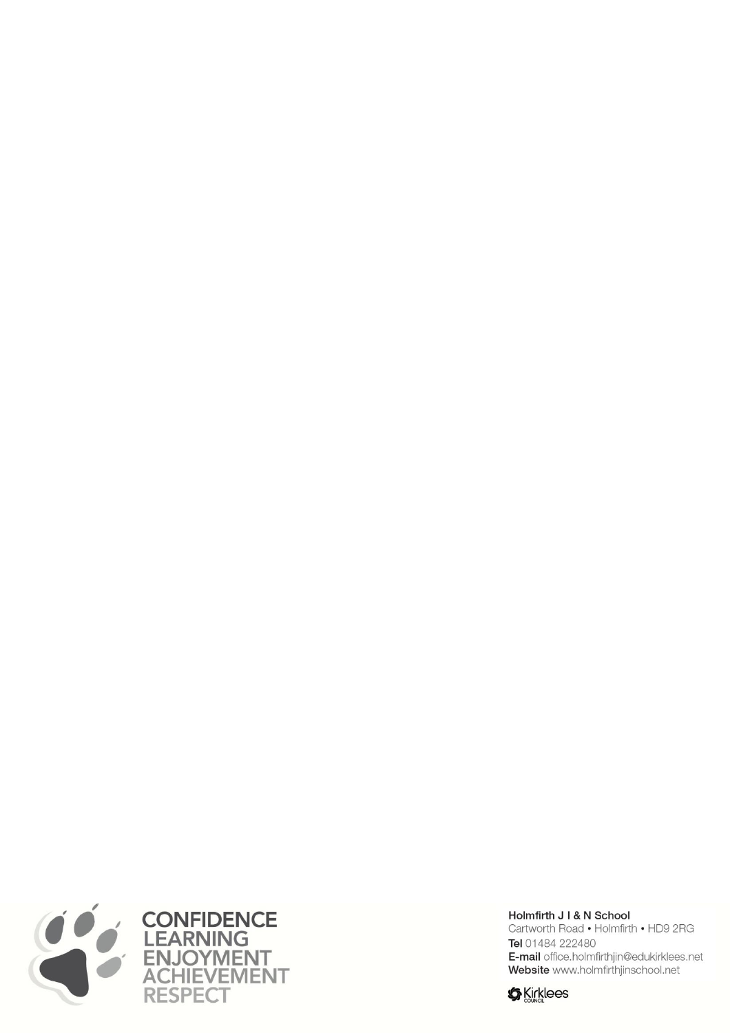CONFIDENCE
LEARNING
ENJOYMENT
ACHIEVEMENT
RESPECT

**Holmfirth J I & N School**
Cartworth Road • Holmfirth • HD9 2RG
**Tel** 01484 222480
**E-mail** office.holmfirthjin@edukirklees.net
**Website** www.holmfirthjinschool.net

Kirklees COUNCIL